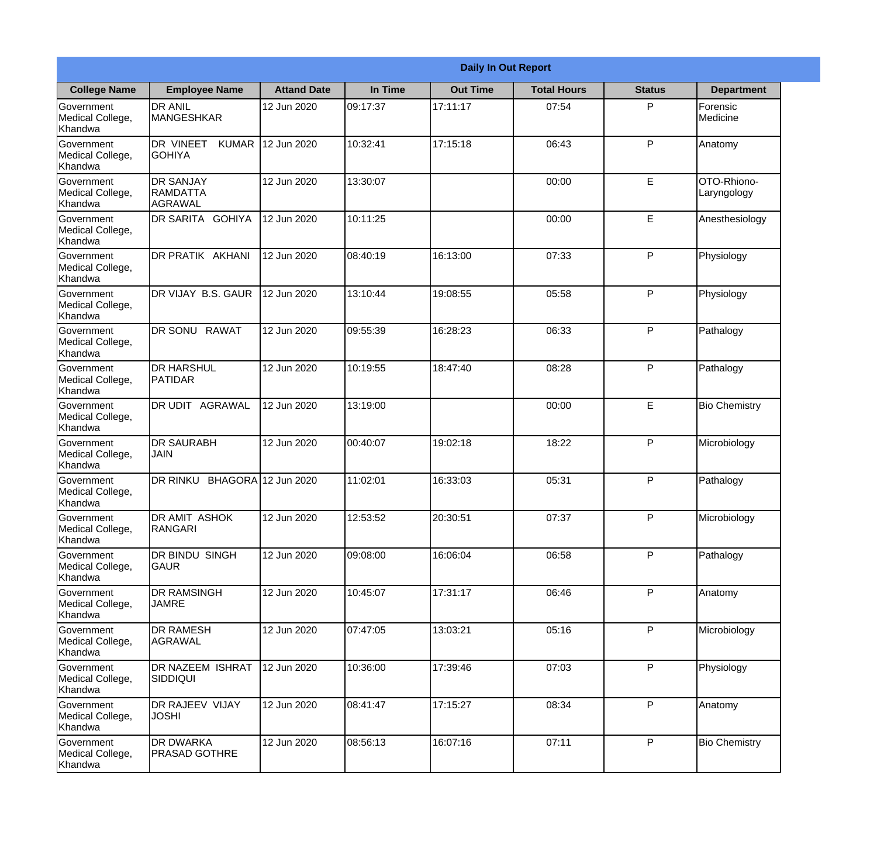| Daily In Out Report | | | | | | | |
|---|---|---|---|---|---|---|---|
| **College Name** | **Employee Name** | **Attand Date** | **In Time** | **Out Time** | **Total Hours** | **Status** | **Department** |
| Government Medical College, Khandwa | DR ANIL MANGESHKAR | 12 Jun 2020 | 09:17:37 | 17:11:17 | 07:54 | P | Forensic Medicine |
| Government Medical College, Khandwa | DR VINEET KUMAR GOHIYA | 12 Jun 2020 | 10:32:41 | 17:15:18 | 06:43 | P | Anatomy |
| Government Medical College, Khandwa | DR SANJAY RAMDATTA AGRAWAL | 12 Jun 2020 | 13:30:07 | | 00:00 | E | OTO-Rhiono-Laryngology |
| Government Medical College, Khandwa | DR SARITA GOHIYA | 12 Jun 2020 | 10:11:25 | | 00:00 | E | Anesthesiology |
| Government Medical College, Khandwa | DR PRATIK AKHANI | 12 Jun 2020 | 08:40:19 | 16:13:00 | 07:33 | P | Physiology |
| Government Medical College, Khandwa | DR VIJAY B.S. GAUR | 12 Jun 2020 | 13:10:44 | 19:08:55 | 05:58 | P | Physiology |
| Government Medical College, Khandwa | DR SONU RAWAT | 12 Jun 2020 | 09:55:39 | 16:28:23 | 06:33 | P | Pathalogy |
| Government Medical College, Khandwa | DR HARSHUL PATIDAR | 12 Jun 2020 | 10:19:55 | 18:47:40 | 08:28 | P | Pathalogy |
| Government Medical College, Khandwa | DR UDIT AGRAWAL | 12 Jun 2020 | 13:19:00 | | 00:00 | E | Bio Chemistry |
| Government Medical College, Khandwa | DR SAURABH JAIN | 12 Jun 2020 | 00:40:07 | 19:02:18 | 18:22 | P | Microbiology |
| Government Medical College, Khandwa | DR RINKU BHAGORA | 12 Jun 2020 | 11:02:01 | 16:33:03 | 05:31 | P | Pathalogy |
| Government Medical College, Khandwa | DR AMIT ASHOK RANGARI | 12 Jun 2020 | 12:53:52 | 20:30:51 | 07:37 | P | Microbiology |
| Government Medical College, Khandwa | DR BINDU SINGH GAUR | 12 Jun 2020 | 09:08:00 | 16:06:04 | 06:58 | P | Pathalogy |
| Government Medical College, Khandwa | DR RAMSINGH JAMRE | 12 Jun 2020 | 10:45:07 | 17:31:17 | 06:46 | P | Anatomy |
| Government Medical College, Khandwa | DR RAMESH AGRAWAL | 12 Jun 2020 | 07:47:05 | 13:03:21 | 05:16 | P | Microbiology |
| Government Medical College, Khandwa | DR NAZEEM ISHRAT SIDDIQUI | 12 Jun 2020 | 10:36:00 | 17:39:46 | 07:03 | P | Physiology |
| Government Medical College, Khandwa | DR RAJEEV VIJAY JOSHI | 12 Jun 2020 | 08:41:47 | 17:15:27 | 08:34 | P | Anatomy |
| Government Medical College, Khandwa | DR DWARKA PRASAD GOTHRE | 12 Jun 2020 | 08:56:13 | 16:07:16 | 07:11 | P | Bio Chemistry |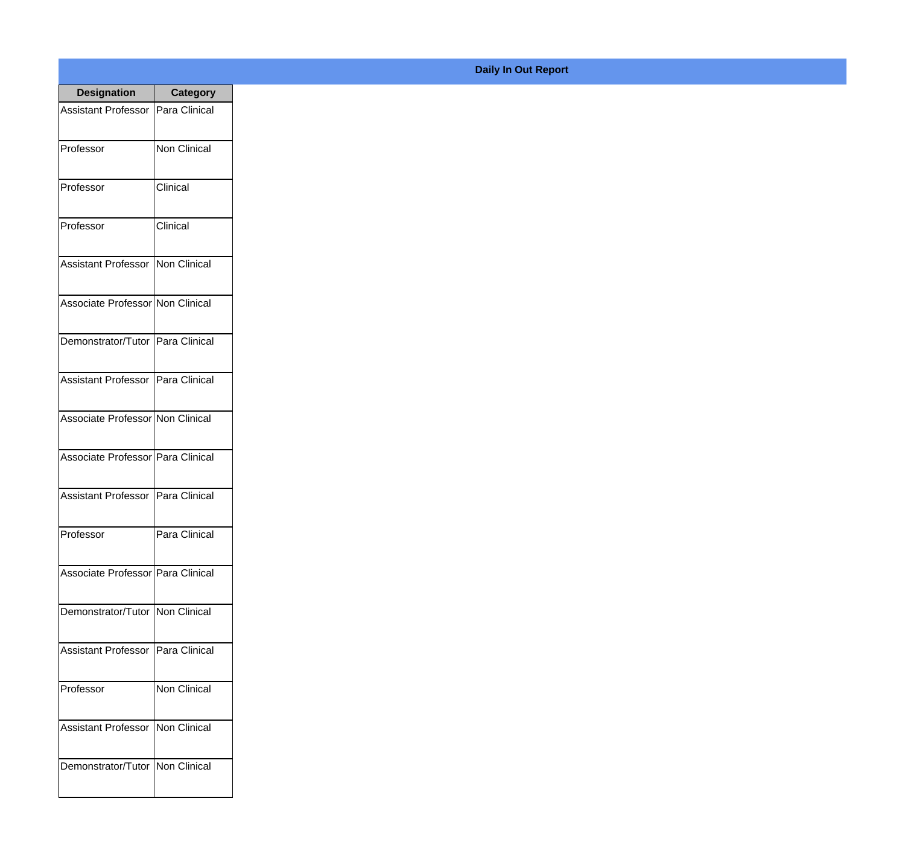**Daily In Out Report**

| Designation | Category |
| --- | --- |
| Assistant Professor | Para Clinical |
| Professor | Non Clinical |
| Professor | Clinical |
| Professor | Clinical |
| Assistant Professor | Non Clinical |
| Associate Professor | Non Clinical |
| Demonstrator/Tutor | Para Clinical |
| Assistant Professor | Para Clinical |
| Associate Professor | Non Clinical |
| Associate Professor | Para Clinical |
| Assistant Professor | Para Clinical |
| Professor | Para Clinical |
| Associate Professor | Para Clinical |
| Demonstrator/Tutor | Non Clinical |
| Assistant Professor | Para Clinical |
| Professor | Non Clinical |
| Assistant Professor | Non Clinical |
| Demonstrator/Tutor | Non Clinical |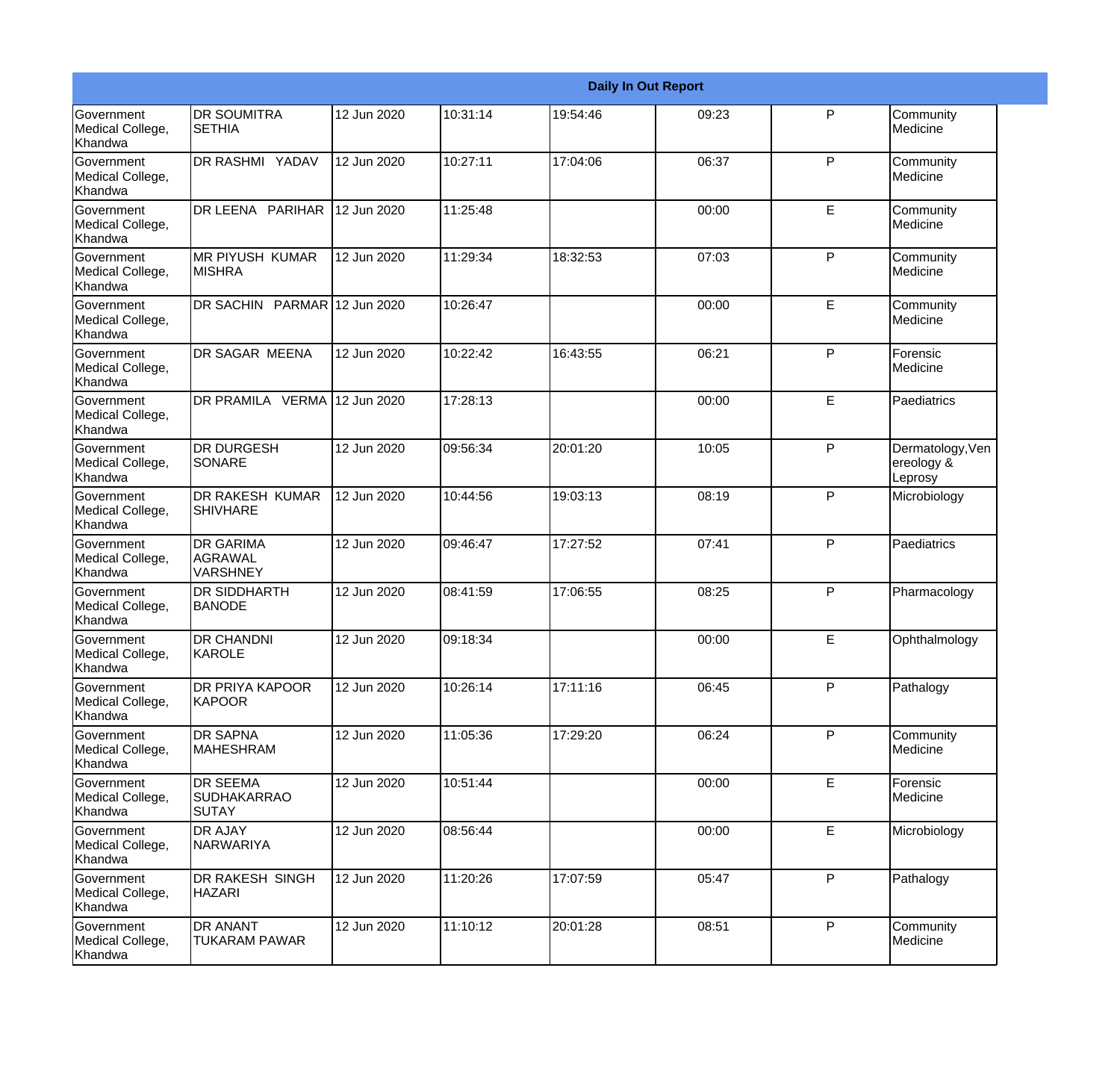| Daily In Out Report | | | | | | | |
|---|---|---|---|---|---|---|---|
| Government Medical College, Khandwa | DR SOUMITRA SETHIA | 12 Jun 2020 | 10:31:14 | 19:54:46 | 09:23 | P | Community Medicine |
| Government Medical College, Khandwa | DR RASHMI YADAV | 12 Jun 2020 | 10:27:11 | 17:04:06 | 06:37 | P | Community Medicine |
| Government Medical College, Khandwa | DR LEENA PARIHAR | 12 Jun 2020 | 11:25:48 | | 00:00 | E | Community Medicine |
| Government Medical College, Khandwa | MR PIYUSH KUMAR MISHRA | 12 Jun 2020 | 11:29:34 | 18:32:53 | 07:03 | P | Community Medicine |
| Government Medical College, Khandwa | DR SACHIN PARMAR | 12 Jun 2020 | 10:26:47 | | 00:00 | E | Community Medicine |
| Government Medical College, Khandwa | DR SAGAR MEENA | 12 Jun 2020 | 10:22:42 | 16:43:55 | 06:21 | P | Forensic Medicine |
| Government Medical College, Khandwa | DR PRAMILA VERMA | 12 Jun 2020 | 17:28:13 | | 00:00 | E | Paediatrics |
| Government Medical College, Khandwa | DR DURGESH SONARE | 12 Jun 2020 | 09:56:34 | 20:01:20 | 10:05 | P | Dermatology,Venereology & Leprosy |
| Government Medical College, Khandwa | DR RAKESH KUMAR SHIVHARE | 12 Jun 2020 | 10:44:56 | 19:03:13 | 08:19 | P | Microbiology |
| Government Medical College, Khandwa | DR GARIMA AGRAWAL VARSHNEY | 12 Jun 2020 | 09:46:47 | 17:27:52 | 07:41 | P | Paediatrics |
| Government Medical College, Khandwa | DR SIDDHARTH BANODE | 12 Jun 2020 | 08:41:59 | 17:06:55 | 08:25 | P | Pharmacology |
| Government Medical College, Khandwa | DR CHANDNI KAROLE | 12 Jun 2020 | 09:18:34 | | 00:00 | E | Ophthalmology |
| Government Medical College, Khandwa | DR PRIYA KAPOOR KAPOOR | 12 Jun 2020 | 10:26:14 | 17:11:16 | 06:45 | P | Pathalogy |
| Government Medical College, Khandwa | DR SAPNA MAHESHRAM | 12 Jun 2020 | 11:05:36 | 17:29:20 | 06:24 | P | Community Medicine |
| Government Medical College, Khandwa | DR SEEMA SUDHAKARRAO SUTAY | 12 Jun 2020 | 10:51:44 | | 00:00 | E | Forensic Medicine |
| Government Medical College, Khandwa | DR AJAY NARWARIYA | 12 Jun 2020 | 08:56:44 | | 00:00 | E | Microbiology |
| Government Medical College, Khandwa | DR RAKESH SINGH HAZARI | 12 Jun 2020 | 11:20:26 | 17:07:59 | 05:47 | P | Pathalogy |
| Government Medical College, Khandwa | DR ANANT TUKARAM PAWAR | 12 Jun 2020 | 11:10:12 | 20:01:28 | 08:51 | P | Community Medicine |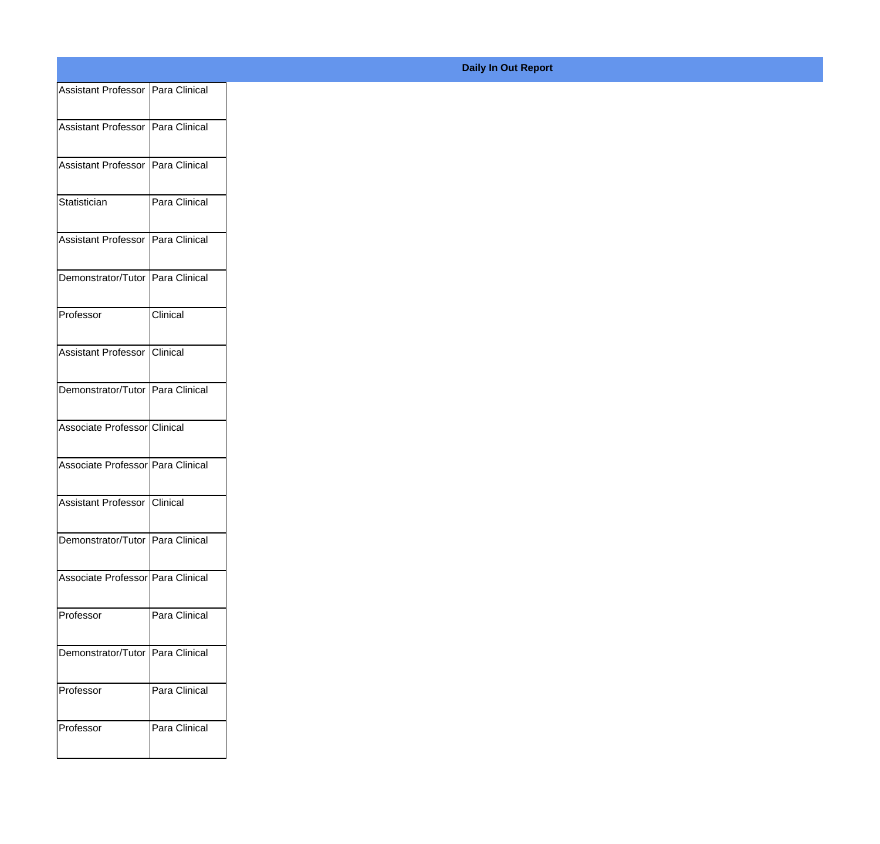| Daily In Out Report | |
|---|---|
| Assistant Professor | Para Clinical |
| Assistant Professor | Para Clinical |
| Assistant Professor | Para Clinical |
| Statistician | Para Clinical |
| Assistant Professor | Para Clinical |
| Demonstrator/Tutor | Para Clinical |
| Professor | Clinical |
| Assistant Professor | Clinical |
| Demonstrator/Tutor | Para Clinical |
| Associate Professor | Clinical |
| Associate Professor | Para Clinical |
| Assistant Professor | Clinical |
| Demonstrator/Tutor | Para Clinical |
| Associate Professor | Para Clinical |
| Professor | Para Clinical |
| Demonstrator/Tutor | Para Clinical |
| Professor | Para Clinical |
| Professor | Para Clinical |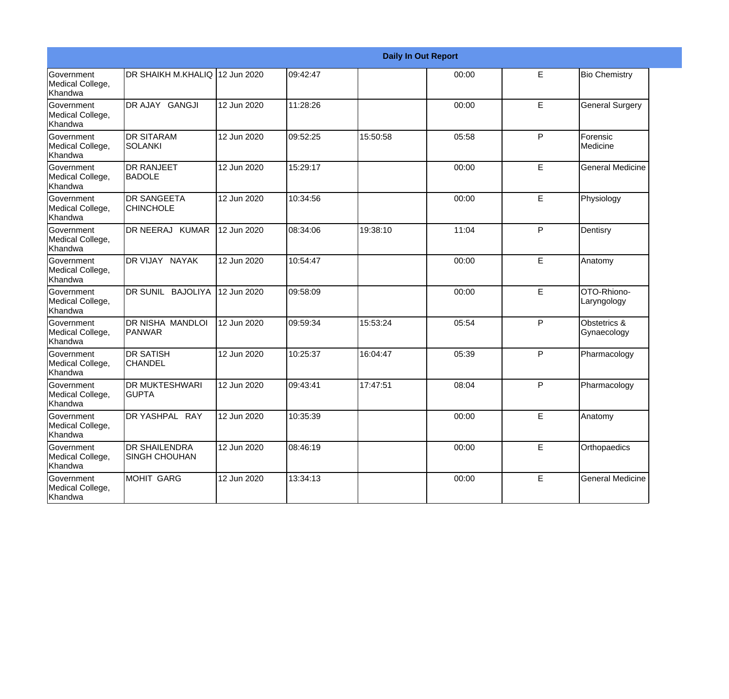| Daily In Out Report | | | | | | | |
|---|---|---|---|---|---|---|---|
| Government Medical College, Khandwa | DR SHAIKH M.KHALIQ | 12 Jun 2020 | 09:42:47 | | 00:00 | E | Bio Chemistry |
| Government Medical College, Khandwa | DR AJAY GANGJI | 12 Jun 2020 | 11:28:26 | | 00:00 | E | General Surgery |
| Government Medical College, Khandwa | DR SITARAM SOLANKI | 12 Jun 2020 | 09:52:25 | 15:50:58 | 05:58 | P | Forensic Medicine |
| Government Medical College, Khandwa | DR RANJEET BADOLE | 12 Jun 2020 | 15:29:17 | | 00:00 | E | General Medicine |
| Government Medical College, Khandwa | DR SANGEETA CHINCHOLE | 12 Jun 2020 | 10:34:56 | | 00:00 | E | Physiology |
| Government Medical College, Khandwa | DR NEERAJ KUMAR | 12 Jun 2020 | 08:34:06 | 19:38:10 | 11:04 | P | Dentisry |
| Government Medical College, Khandwa | DR VIJAY NAYAK | 12 Jun 2020 | 10:54:47 | | 00:00 | E | Anatomy |
| Government Medical College, Khandwa | DR SUNIL BAJOLIYA | 12 Jun 2020 | 09:58:09 | | 00:00 | E | OTO-Rhiono-Laryngology |
| Government Medical College, Khandwa | DR NISHA MANDLOI PANWAR | 12 Jun 2020 | 09:59:34 | 15:53:24 | 05:54 | P | Obstetrics & Gynaecology |
| Government Medical College, Khandwa | DR SATISH CHANDEL | 12 Jun 2020 | 10:25:37 | 16:04:47 | 05:39 | P | Pharmacology |
| Government Medical College, Khandwa | DR MUKTESHWARI GUPTA | 12 Jun 2020 | 09:43:41 | 17:47:51 | 08:04 | P | Pharmacology |
| Government Medical College, Khandwa | DR YASHPAL RAY | 12 Jun 2020 | 10:35:39 | | 00:00 | E | Anatomy |
| Government Medical College, Khandwa | DR SHAILENDRA SINGH CHOUHAN | 12 Jun 2020 | 08:46:19 | | 00:00 | E | Orthopaedics |
| Government Medical College, Khandwa | MOHIT GARG | 12 Jun 2020 | 13:34:13 | | 00:00 | E | General Medicine |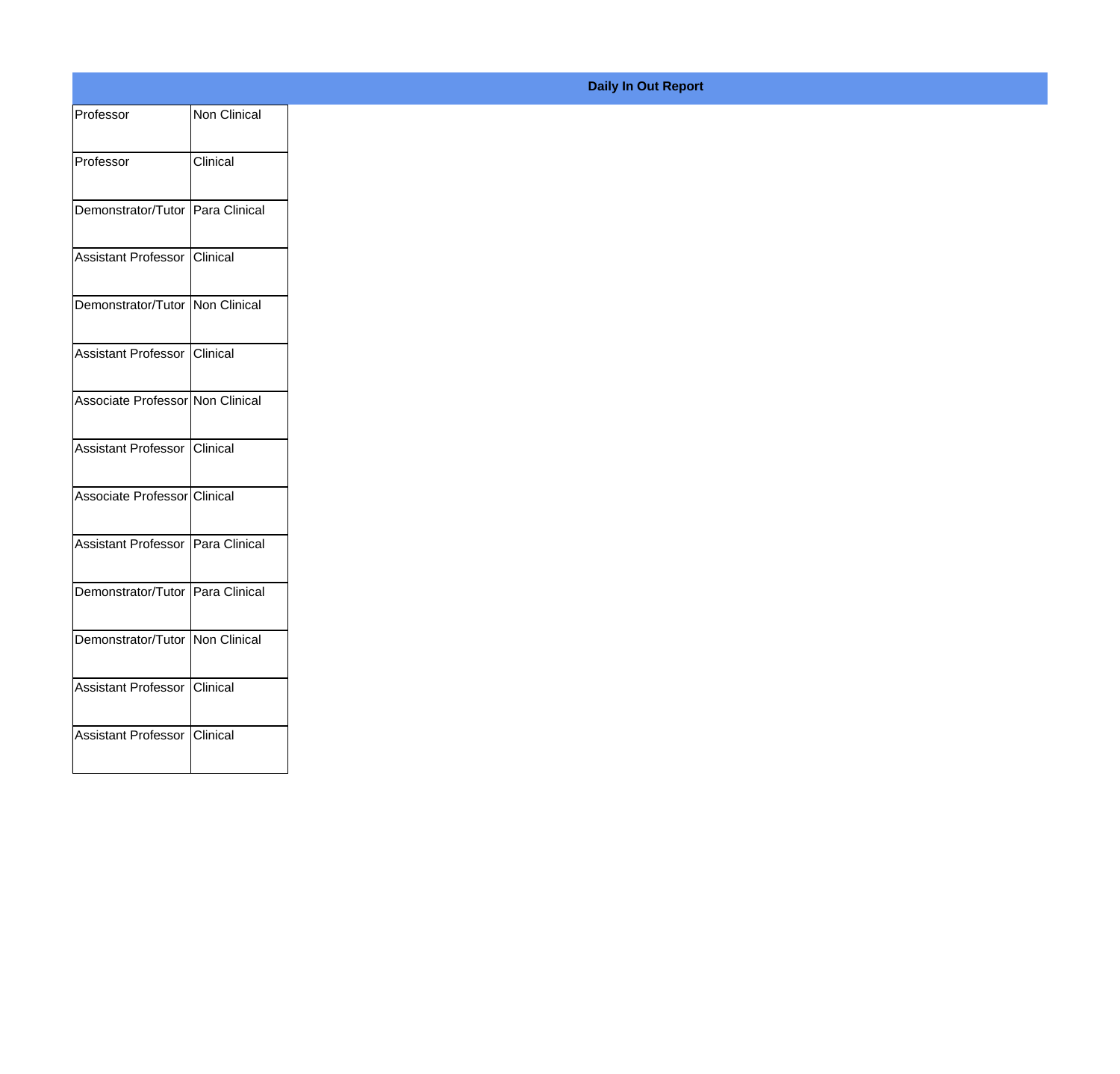**Daily In Out Report**

| | |
|---|---|
| Professor | Non Clinical |
| Professor | Clinical |
| Demonstrator/Tutor | Para Clinical |
| Assistant Professor | Clinical |
| Demonstrator/Tutor | Non Clinical |
| Assistant Professor | Clinical |
| Associate Professor | Non Clinical |
| Assistant Professor | Clinical |
| Associate Professor | Clinical |
| Assistant Professor | Para Clinical |
| Demonstrator/Tutor | Para Clinical |
| Demonstrator/Tutor | Non Clinical |
| Assistant Professor | Clinical |
| Assistant Professor | Clinical |